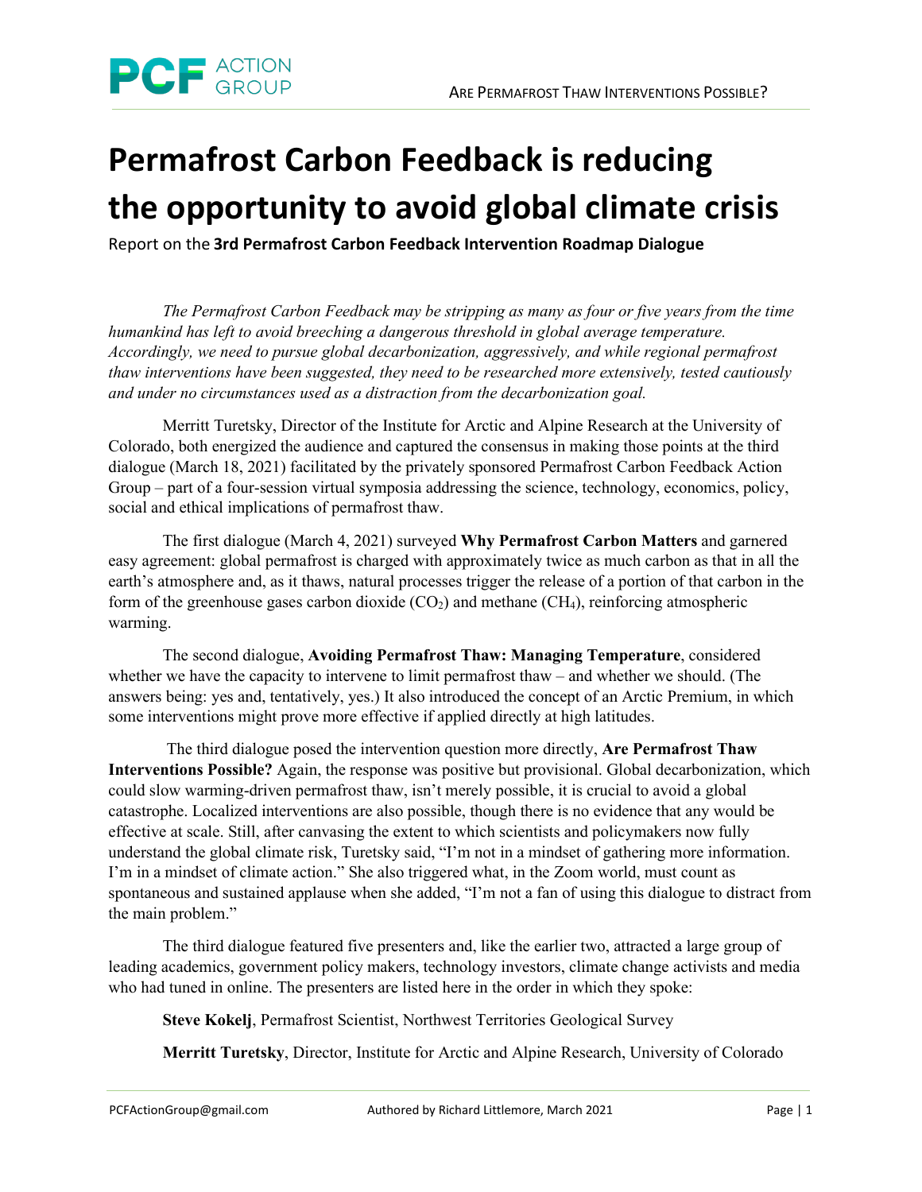# Permafrost Carbon Feedback is reducing the opportunity to avoid global climate crisis

Report on the **3rd Permafrost Carbon Feedback Intervention Roadmap Dialogue**

*The Permafrost Carbon Feedback may be stripping as many as four or five years from the time humankind has left to avoid breeching a dangerous threshold in global average temperature. Accordingly, we need to pursue global decarbonization, aggressively, and while regional permafrost thaw interventions have been suggested, they need to be researched more extensively, tested cautiously and under no circumstances used as a distraction from the decarbonization goal.*

Merritt Turetsky, Director of the Institute for Arctic and Alpine Research at the University of Colorado, both energized the audience and captured the consensus in making those points at the third dialogue (March 18, 2021) facilitated by the privately sponsored Permafrost Carbon Feedback Action Group – part of a four-session virtual symposia addressing the science, technology, economics, policy, social and ethical implications of permafrost thaw.

The first dialogue (March 4, 2021) surveyed **Why Permafrost Carbon Matters** and garnered easy agreement: global permafrost is charged with approximately twice as much carbon as that in all the earth's atmosphere and, as it thaws, natural processes trigger the release of a portion of that carbon in the form of the greenhouse gases carbon dioxide ($CO_2$) and methane ($CH_4$), reinforcing atmospheric warming.

The second dialogue, **Avoiding Permafrost Thaw: Managing Temperature**, considered whether we have the capacity to intervene to limit permafrost thaw – and whether we should. (The answers being: yes and, tentatively, yes.) It also introduced the concept of an Arctic Premium, in which some interventions might prove more effective if applied directly at high latitudes.

The third dialogue posed the intervention question more directly, **Are Permafrost Thaw Interventions Possible?** Again, the response was positive but provisional. Global decarbonization, which could slow warming-driven permafrost thaw, isn't merely possible, it is crucial to avoid a global catastrophe. Localized interventions are also possible, though there is no evidence that any would be effective at scale. Still, after canvasing the extent to which scientists and policymakers now fully understand the global climate risk, Turetsky said, "I'm not in a mindset of gathering more information. I'm in a mindset of climate action." She also triggered what, in the Zoom world, must count as spontaneous and sustained applause when she added, "I'm not a fan of using this dialogue to distract from the main problem."

The third dialogue featured five presenters and, like the earlier two, attracted a large group of leading academics, government policy makers, technology investors, climate change activists and media who had tuned in online. The presenters are listed here in the order in which they spoke:

**Steve Kokelj**, Permafrost Scientist, Northwest Territories Geological Survey

**Merritt Turetsky**, Director, Institute for Arctic and Alpine Research, University of Colorado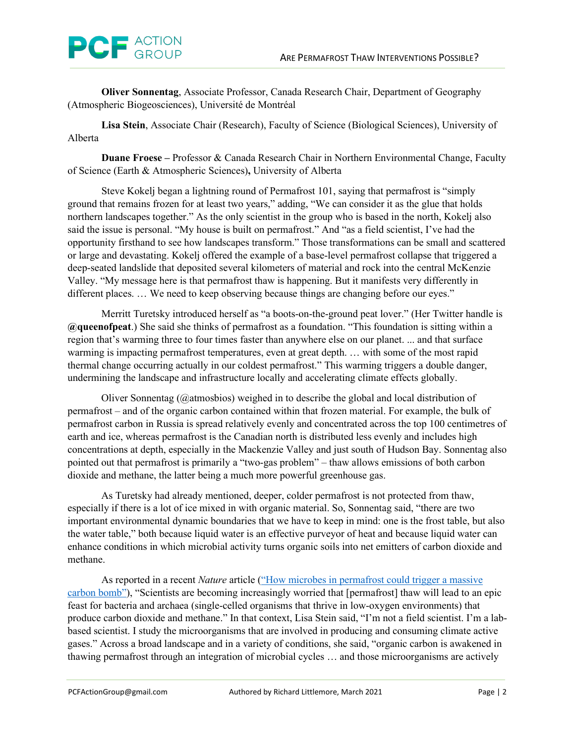**Oliver Sonnentag**, Associate Professor, Canada Research Chair, Department of Geography (Atmospheric Biogeosciences), Université de Montréal

**Lisa Stein**, Associate Chair (Research), Faculty of Science (Biological Sciences), University of Alberta

**Duane Froese –** Professor & Canada Research Chair in Northern Environmental Change, Faculty of Science (Earth & Atmospheric Sciences)**,** University of Alberta

Steve Kokelj began a lightning round of Permafrost 101, saying that permafrost is "simply ground that remains frozen for at least two years," adding, "We can consider it as the glue that holds northern landscapes together." As the only scientist in the group who is based in the north, Kokelj also said the issue is personal. "My house is built on permafrost." And "as a field scientist, I've had the opportunity firsthand to see how landscapes transform." Those transformations can be small and scattered or large and devastating. Kokelj offered the example of a base-level permafrost collapse that triggered a deep-seated landslide that deposited several kilometers of material and rock into the central McKenzie Valley. "My message here is that permafrost thaw is happening. But it manifests very differently in different places. … We need to keep observing because things are changing before our eyes."

Merritt Turetsky introduced herself as "a boots-on-the-ground peat lover." (Her Twitter handle is **@queenofpeat**.) She said she thinks of permafrost as a foundation. "This foundation is sitting within a region that's warming three to four times faster than anywhere else on our planet. ... and that surface warming is impacting permafrost temperatures, even at great depth. … with some of the most rapid thermal change occurring actually in our coldest permafrost." This warming triggers a double danger, undermining the landscape and infrastructure locally and accelerating climate effects globally.

Oliver Sonnentag (@atmosbios) weighed in to describe the global and local distribution of permafrost – and of the organic carbon contained within that frozen material. For example, the bulk of permafrost carbon in Russia is spread relatively evenly and concentrated across the top 100 centimetres of earth and ice, whereas permafrost is the Canadian north is distributed less evenly and includes high concentrations at depth, especially in the Mackenzie Valley and just south of Hudson Bay. Sonnentag also pointed out that permafrost is primarily a "two-gas problem" – thaw allows emissions of both carbon dioxide and methane, the latter being a much more powerful greenhouse gas.

As Turetsky had already mentioned, deeper, colder permafrost is not protected from thaw, especially if there is a lot of ice mixed in with organic material. So, Sonnentag said, "there are two important environmental dynamic boundaries that we have to keep in mind: one is the frost table, but also the water table," both because liquid water is an effective purveyor of heat and because liquid water can enhance conditions in which microbial activity turns organic soils into net emitters of carbon dioxide and methane.

As reported in a recent *Nature* article ([“How microbes in permafrost could trigger a massive carbon bomb”]), "Scientists are becoming increasingly worried that [permafrost] thaw will lead to an epic feast for bacteria and archaea (single-celled organisms that thrive in low-oxygen environments) that produce carbon dioxide and methane." In that context, Lisa Stein said, "I'm not a field scientist. I'm a lab-based scientist. I study the microorganisms that are involved in producing and consuming climate active gases." Across a broad landscape and in a variety of conditions, she said, "organic carbon is awakened in thawing permafrost through an integration of microbial cycles … and those microorganisms are actively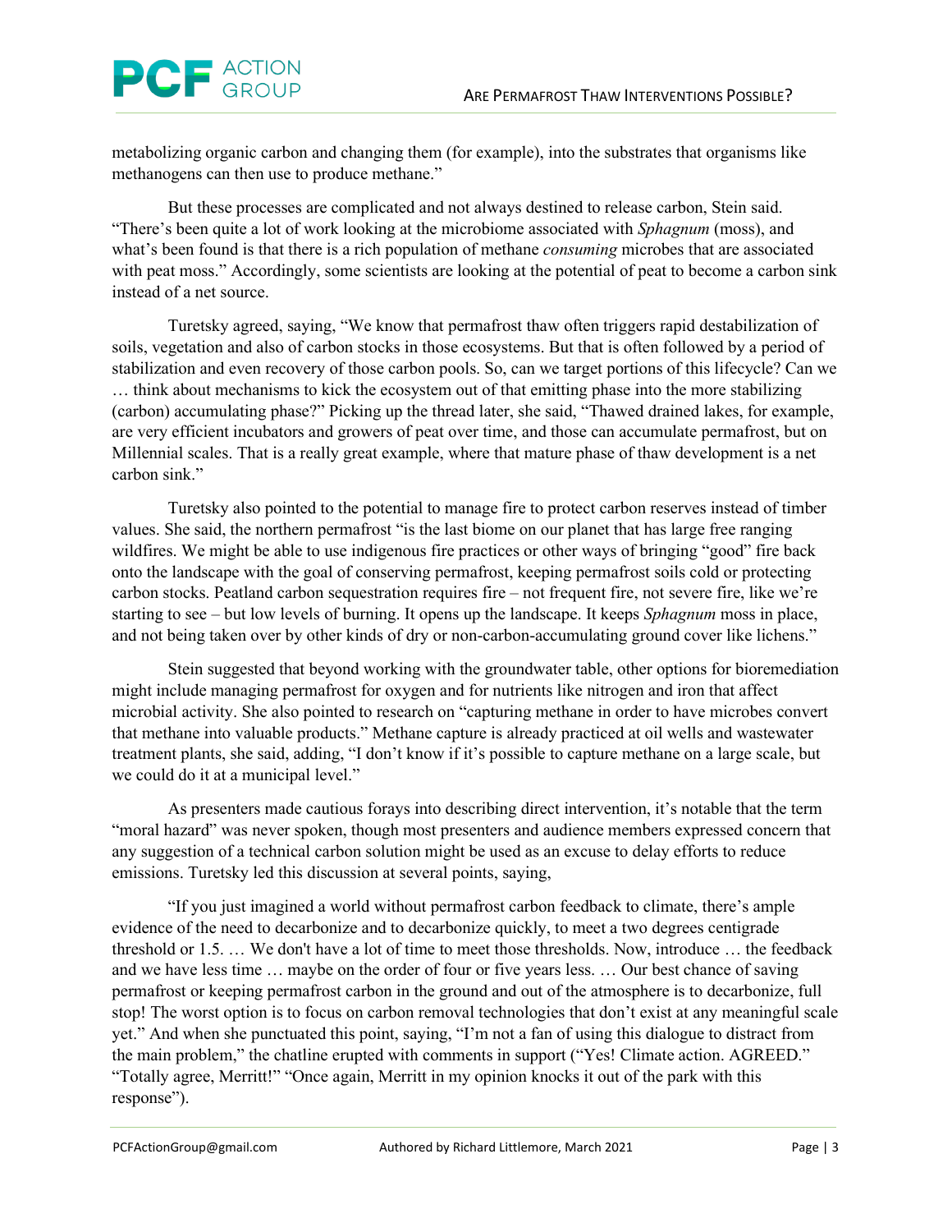metabolizing organic carbon and changing them (for example), into the substrates that organisms like methanogens can then use to produce methane."

But these processes are complicated and not always destined to release carbon, Stein said. "There's been quite a lot of work looking at the microbiome associated with *Sphagnum* (moss), and what's been found is that there is a rich population of methane *consuming* microbes that are associated with peat moss." Accordingly, some scientists are looking at the potential of peat to become a carbon sink instead of a net source.

Turetsky agreed, saying, "We know that permafrost thaw often triggers rapid destabilization of soils, vegetation and also of carbon stocks in those ecosystems. But that is often followed by a period of stabilization and even recovery of those carbon pools. So, can we target portions of this lifecycle? Can we … think about mechanisms to kick the ecosystem out of that emitting phase into the more stabilizing (carbon) accumulating phase?" Picking up the thread later, she said, "Thawed drained lakes, for example, are very efficient incubators and growers of peat over time, and those can accumulate permafrost, but on Millennial scales. That is a really great example, where that mature phase of thaw development is a net carbon sink."

Turetsky also pointed to the potential to manage fire to protect carbon reserves instead of timber values. She said, the northern permafrost "is the last biome on our planet that has large free ranging wildfires. We might be able to use indigenous fire practices or other ways of bringing "good" fire back onto the landscape with the goal of conserving permafrost, keeping permafrost soils cold or protecting carbon stocks. Peatland carbon sequestration requires fire – not frequent fire, not severe fire, like we're starting to see – but low levels of burning. It opens up the landscape. It keeps *Sphagnum* moss in place, and not being taken over by other kinds of dry or non-carbon-accumulating ground cover like lichens."

Stein suggested that beyond working with the groundwater table, other options for bioremediation might include managing permafrost for oxygen and for nutrients like nitrogen and iron that affect microbial activity. She also pointed to research on "capturing methane in order to have microbes convert that methane into valuable products." Methane capture is already practiced at oil wells and wastewater treatment plants, she said, adding, "I don't know if it's possible to capture methane on a large scale, but we could do it at a municipal level."

As presenters made cautious forays into describing direct intervention, it's notable that the term "moral hazard" was never spoken, though most presenters and audience members expressed concern that any suggestion of a technical carbon solution might be used as an excuse to delay efforts to reduce emissions. Turetsky led this discussion at several points, saying,

"If you just imagined a world without permafrost carbon feedback to climate, there's ample evidence of the need to decarbonize and to decarbonize quickly, to meet a two degrees centigrade threshold or 1.5. … We don't have a lot of time to meet those thresholds. Now, introduce … the feedback and we have less time … maybe on the order of four or five years less. … Our best chance of saving permafrost or keeping permafrost carbon in the ground and out of the atmosphere is to decarbonize, full stop! The worst option is to focus on carbon removal technologies that don't exist at any meaningful scale yet." And when she punctuated this point, saying, "I'm not a fan of using this dialogue to distract from the main problem," the chatline erupted with comments in support ("Yes! Climate action. AGREED." "Totally agree, Merritt!" "Once again, Merritt in my opinion knocks it out of the park with this response").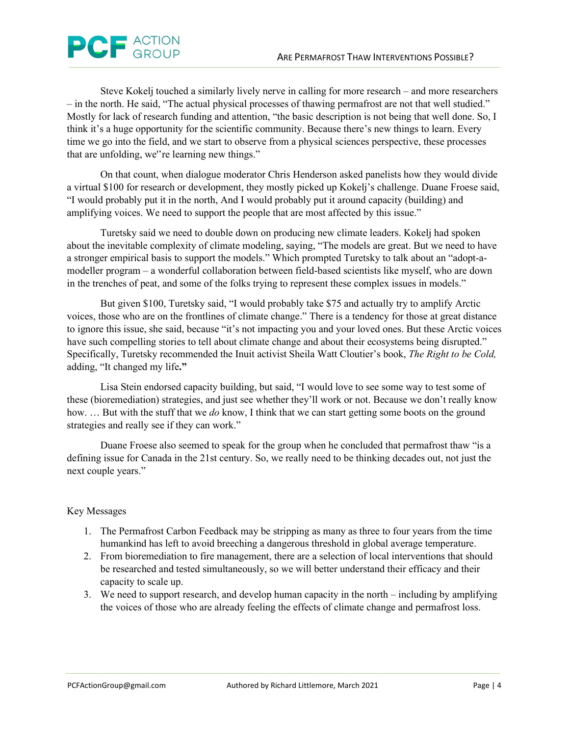Steve Kokelj touched a similarly lively nerve in calling for more research – and more researchers – in the north. He said, “The actual physical processes of thawing permafrost are not that well studied.” Mostly for lack of research funding and attention, “the basic description is not being that well done. So, I think it’s a huge opportunity for the scientific community. Because there’s new things to learn. Every time we go into the field, and we start to observe from a physical sciences perspective, these processes that are unfolding, we’'re learning new things.”

On that count, when dialogue moderator Chris Henderson asked panelists how they would divide a virtual $100 for research or development, they mostly picked up Kokelj’s challenge. Duane Froese said, “I would probably put it in the north, And I would probably put it around capacity (building) and amplifying voices. We need to support the people that are most affected by this issue.”

Turetsky said we need to double down on producing new climate leaders. Kokelj had spoken about the inevitable complexity of climate modeling, saying, “The models are great. But we need to have a stronger empirical basis to support the models.” Which prompted Turetsky to talk about an “adopt-a-modeller program – a wonderful collaboration between field-based scientists like myself, who are down in the trenches of peat, and some of the folks trying to represent these complex issues in models.”

But given $100, Turetsky said, “I would probably take $75 and actually try to amplify Arctic voices, those who are on the frontlines of climate change.” There is a tendency for those at great distance to ignore this issue, she said, because “it’s not impacting you and your loved ones. But these Arctic voices have such compelling stories to tell about climate change and about their ecosystems being disrupted.” Specifically, Turetsky recommended the Inuit activist Sheila Watt Cloutier’s book, *The Right to be Cold,* adding, “It changed my life**.”**

Lisa Stein endorsed capacity building, but said, “I would love to see some way to test some of these (bioremediation) strategies, and just see whether they’ll work or not. Because we don’t really know how. … But with the stuff that we *do* know, I think that we can start getting some boots on the ground strategies and really see if they can work.”

Duane Froese also seemed to speak for the group when he concluded that permafrost thaw “is a defining issue for Canada in the 21st century. So, we really need to be thinking decades out, not just the next couple years.”

Key Messages

1. The Permafrost Carbon Feedback may be stripping as many as three to four years from the time humankind has left to avoid breeching a dangerous threshold in global average temperature.
2. From bioremediation to fire management, there are a selection of local interventions that should be researched and tested simultaneously, so we will better understand their efficacy and their capacity to scale up.
3. We need to support research, and develop human capacity in the north – including by amplifying the voices of those who are already feeling the effects of climate change and permafrost loss.